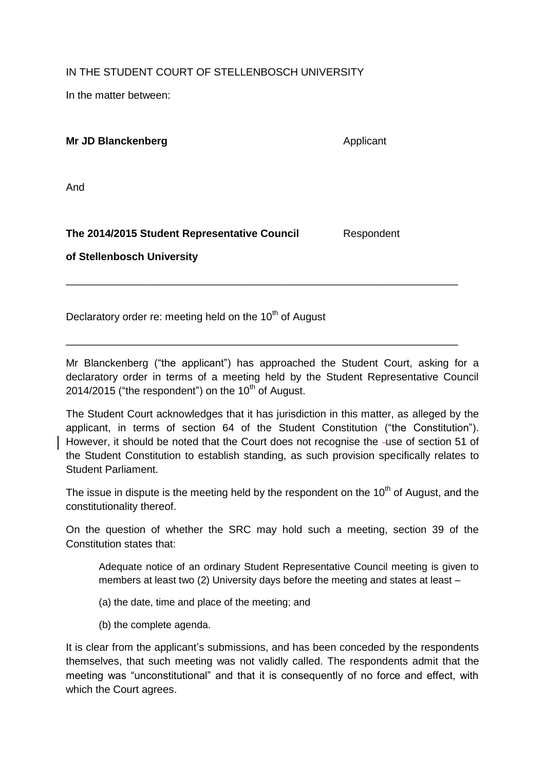IN THE STUDENT COURT OF STELLENBOSCH UNIVERSITY

In the matter between:

**Mr JD Blanckenberg** Applicant

And

**The 2014/2015 Student Representative Council of Stellenbosch University** Respondent

---

Declaratory order re: meeting held on the 10th of August

---

Mr Blanckenberg ("the applicant") has approached the Student Court, asking for a declaratory order in terms of a meeting held by the Student Representative Council 2014/2015 ("the respondent") on the 10th of August.

The Student Court acknowledges that it has jurisdiction in this matter, as alleged by the applicant, in terms of section 64 of the Student Constitution ("the Constitution"). However, it should be noted that the Court does not recognise the use of section 51 of the Student Constitution to establish standing, as such provision specifically relates to Student Parliament.

The issue in dispute is the meeting held by the respondent on the 10th of August, and the constitutionality thereof.

On the question of whether the SRC may hold such a meeting, section 39 of the Constitution states that:

> Adequate notice of an ordinary Student Representative Council meeting is given to members at least two (2) University days before the meeting and states at least –
>
> (a) the date, time and place of the meeting; and
>
> (b) the complete agenda.

It is clear from the applicant's submissions, and has been conceded by the respondents themselves, that such meeting was not validly called. The respondents admit that the meeting was "unconstitutional" and that it is consequently of no force and effect, with which the Court agrees.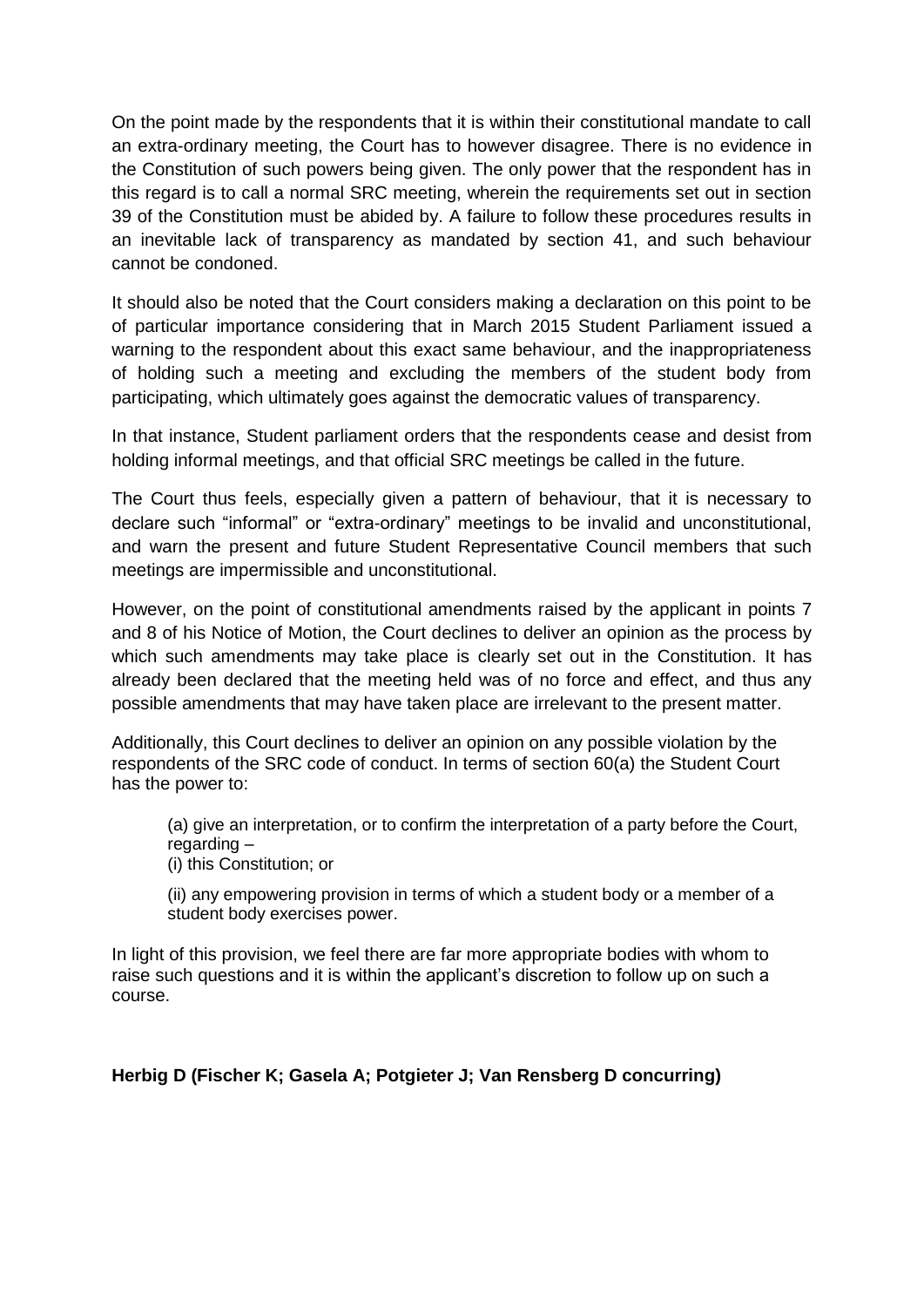On the point made by the respondents that it is within their constitutional mandate to call an extra-ordinary meeting, the Court has to however disagree. There is no evidence in the Constitution of such powers being given. The only power that the respondent has in this regard is to call a normal SRC meeting, wherein the requirements set out in section 39 of the Constitution must be abided by. A failure to follow these procedures results in an inevitable lack of transparency as mandated by section 41, and such behaviour cannot be condoned.

It should also be noted that the Court considers making a declaration on this point to be of particular importance considering that in March 2015 Student Parliament issued a warning to the respondent about this exact same behaviour, and the inappropriateness of holding such a meeting and excluding the members of the student body from participating, which ultimately goes against the democratic values of transparency.

In that instance, Student parliament orders that the respondents cease and desist from holding informal meetings, and that official SRC meetings be called in the future.

The Court thus feels, especially given a pattern of behaviour, that it is necessary to declare such "informal" or "extra-ordinary" meetings to be invalid and unconstitutional, and warn the present and future Student Representative Council members that such meetings are impermissible and unconstitutional.

However, on the point of constitutional amendments raised by the applicant in points 7 and 8 of his Notice of Motion, the Court declines to deliver an opinion as the process by which such amendments may take place is clearly set out in the Constitution. It has already been declared that the meeting held was of no force and effect, and thus any possible amendments that may have taken place are irrelevant to the present matter.

Additionally, this Court declines to deliver an opinion on any possible violation by the respondents of the SRC code of conduct. In terms of section 60(a) the Student Court has the power to:

> (a) give an interpretation, or to confirm the interpretation of a party before the Court, regarding –
> (i) this Constitution; or
>
> (ii) any empowering provision in terms of which a student body or a member of a student body exercises power.

In light of this provision, we feel there are far more appropriate bodies with whom to raise such questions and it is within the applicant's discretion to follow up on such a course.

**Herbig D (Fischer K; Gasela A; Potgieter J; Van Rensberg D concurring)**